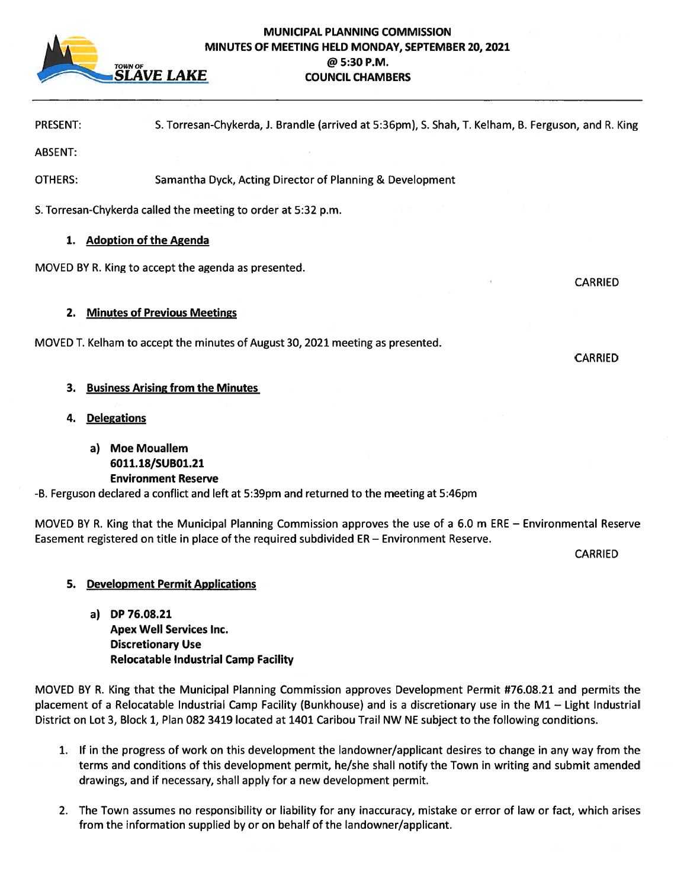# MUNICIPAL PLANNING COMMISSION
## MINUTES OF MEETING HELD MONDAY, SEPTEMBER 20, 2021
## @ 5:30 P.M.
## COUNCIL CHAMBERS

TOWN OF SLAVE LAKE

---

PRESENT: S. Torresan-Chykerda, J. Brandle (arrived at 5:36pm), S. Shah, T. Kelham, B. Ferguson, and R. King

ABSENT:

OTHERS: Samantha Dyck, Acting Director of Planning & Development

S. Torresan-Chykerda called the meeting to order at 5:32 p.m.

1. **Adoption of the Agenda**

MOVED BY R. King to accept the agenda as presented.

CARRIED

2. **Minutes of Previous Meetings**

MOVED T. Kelham to accept the minutes of August 30, 2021 meeting as presented.

CARRIED

3. **Business Arising from the Minutes**

4. **Delegations**

   a) **Moe Mouallem**
   **6011.18/SUB01.21**
   **Environment Reserve**

-B. Ferguson declared a conflict and left at 5:39pm and returned to the meeting at 5:46pm

MOVED BY R. King that the Municipal Planning Commission approves the use of a 6.0 m ERE – Environmental Reserve Easement registered on title in place of the required subdivided ER – Environment Reserve.

CARRIED

5. **Development Permit Applications**

   a) **DP 76.08.21**
   **Apex Well Services Inc.**
   **Discretionary Use**
   **Relocatable Industrial Camp Facility**

MOVED BY R. King that the Municipal Planning Commission approves Development Permit #76.08.21 and permits the placement of a Relocatable Industrial Camp Facility (Bunkhouse) and is a discretionary use in the M1 – Light Industrial District on Lot 3, Block 1, Plan 082 3419 located at 1401 Caribou Trail NW NE subject to the following conditions.

1. If in the progress of work on this development the landowner/applicant desires to change in any way from the terms and conditions of this development permit, he/she shall notify the Town in writing and submit amended drawings, and if necessary, shall apply for a new development permit.

2. The Town assumes no responsibility or liability for any inaccuracy, mistake or error of law or fact, which arises from the information supplied by or on behalf of the landowner/applicant.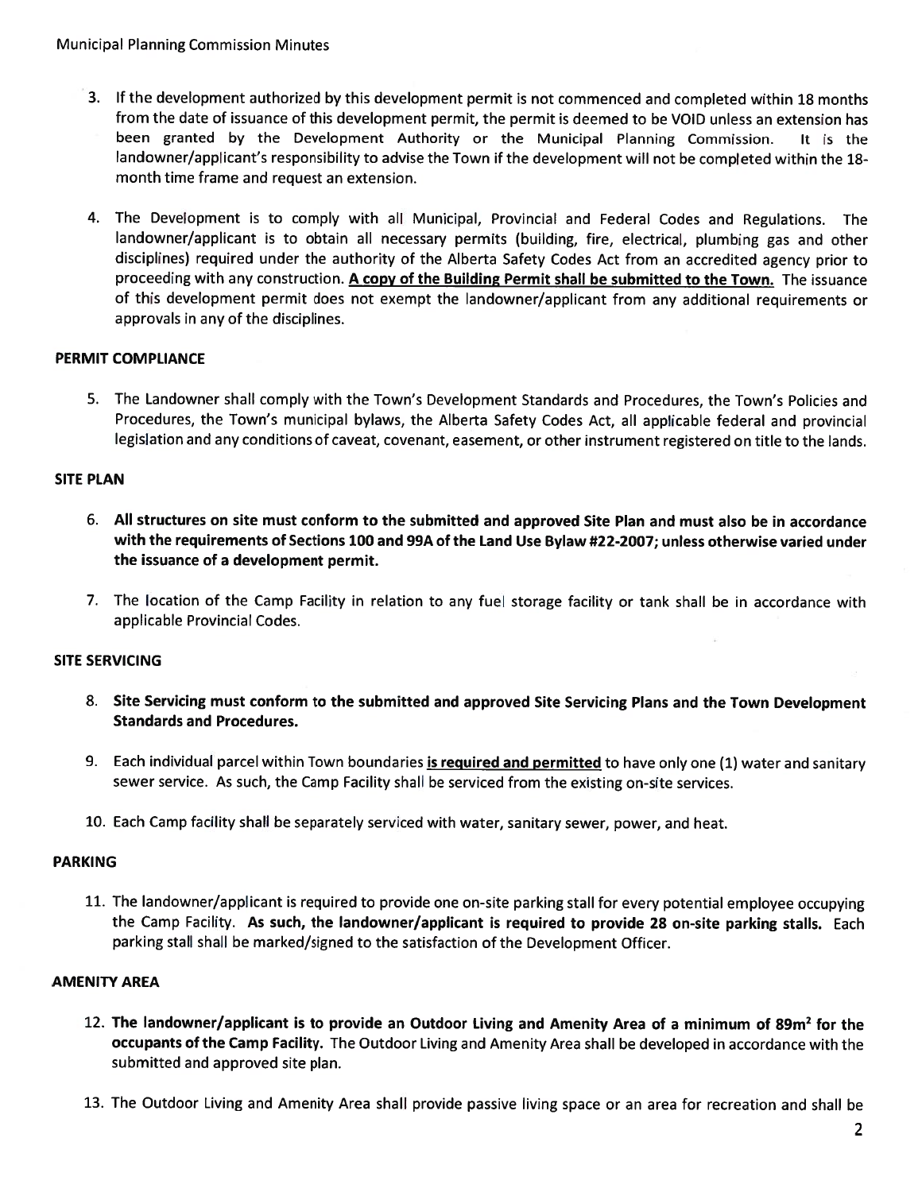3. If the development authorized by this development permit is not commenced and completed within 18 months from the date of issuance of this development permit, the permit is deemed to be VOID unless an extension has been granted by the Development Authority or the Municipal Planning Commission. It is the landowner/applicant's responsibility to advise the Town if the development will not be completed within the 18-month time frame and request an extension.

4. The Development is to comply with all Municipal, Provincial and Federal Codes and Regulations. The landowner/applicant is to obtain all necessary permits (building, fire, electrical, plumbing gas and other disciplines) required under the authority of the Alberta Safety Codes Act from an accredited agency prior to proceeding with any construction. **A copy of the Building Permit shall be submitted to the Town.** The issuance of this development permit does not exempt the landowner/applicant from any additional requirements or approvals in any of the disciplines.

**PERMIT COMPLIANCE**

5. The Landowner shall comply with the Town's Development Standards and Procedures, the Town's Policies and Procedures, the Town's municipal bylaws, the Alberta Safety Codes Act, all applicable federal and provincial legislation and any conditions of caveat, covenant, easement, or other instrument registered on title to the lands.

**SITE PLAN**

6. **All structures on site must conform to the submitted and approved Site Plan and must also be in accordance with the requirements of Sections 100 and 99A of the Land Use Bylaw #22-2007; unless otherwise varied under the issuance of a development permit.**

7. The location of the Camp Facility in relation to any fuel storage facility or tank shall be in accordance with applicable Provincial Codes.

**SITE SERVICING**

8. **Site Servicing must conform to the submitted and approved Site Servicing Plans and the Town Development Standards and Procedures.**

9. Each individual parcel within Town boundaries **is required and permitted** to have only one (1) water and sanitary sewer service. As such, the Camp Facility shall be serviced from the existing on-site services.

10. Each Camp facility shall be separately serviced with water, sanitary sewer, power, and heat.

**PARKING**

11. The landowner/applicant is required to provide one on-site parking stall for every potential employee occupying the Camp Facility. **As such, the landowner/applicant is required to provide 28 on-site parking stalls.** Each parking stall shall be marked/signed to the satisfaction of the Development Officer.

**AMENITY AREA**

12. **The landowner/applicant is to provide an Outdoor Living and Amenity Area of a minimum of 89m$^2$ for the occupants of the Camp Facility.** The Outdoor Living and Amenity Area shall be developed in accordance with the submitted and approved site plan.

13. The Outdoor Living and Amenity Area shall provide passive living space or an area for recreation and shall be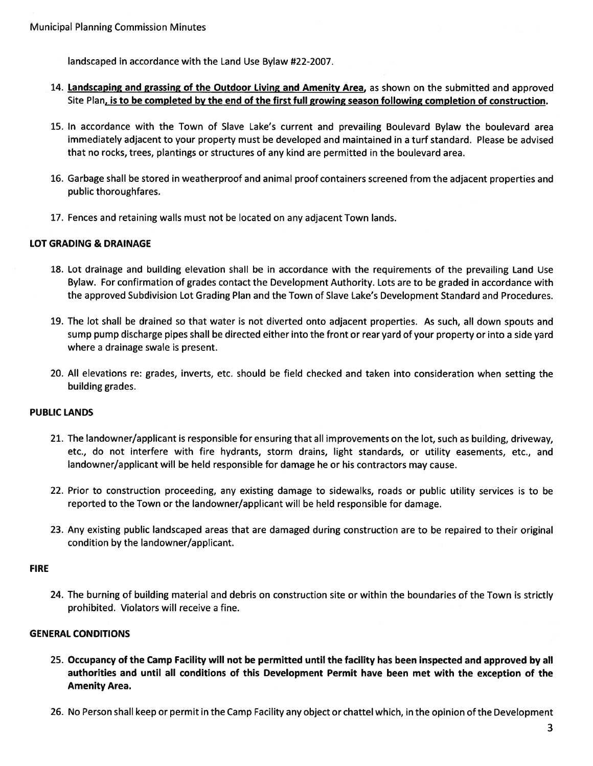landscaped in accordance with the Land Use Bylaw #22-2007.

14. **Landscaping and grassing of the Outdoor Living and Amenity Area**, as shown on the submitted and approved Site Plan**, is to be completed by the end of the first full growing season following completion of construction.**

15. In accordance with the Town of Slave Lake's current and prevailing Boulevard Bylaw the boulevard area immediately adjacent to your property must be developed and maintained in a turf standard. Please be advised that no rocks, trees, plantings or structures of any kind are permitted in the boulevard area.

16. Garbage shall be stored in weatherproof and animal proof containers screened from the adjacent properties and public thoroughfares.

17. Fences and retaining walls must not be located on any adjacent Town lands.

**LOT GRADING & DRAINAGE**

18. Lot drainage and building elevation shall be in accordance with the requirements of the prevailing Land Use Bylaw. For confirmation of grades contact the Development Authority. Lots are to be graded in accordance with the approved Subdivision Lot Grading Plan and the Town of Slave Lake's Development Standard and Procedures.

19. The lot shall be drained so that water is not diverted onto adjacent properties. As such, all down spouts and sump pump discharge pipes shall be directed either into the front or rear yard of your property or into a side yard where a drainage swale is present.

20. All elevations re: grades, inverts, etc. should be field checked and taken into consideration when setting the building grades.

**PUBLIC LANDS**

21. The landowner/applicant is responsible for ensuring that all improvements on the lot, such as building, driveway, etc., do not interfere with fire hydrants, storm drains, light standards, or utility easements, etc., and landowner/applicant will be held responsible for damage he or his contractors may cause.

22. Prior to construction proceeding, any existing damage to sidewalks, roads or public utility services is to be reported to the Town or the landowner/applicant will be held responsible for damage.

23. Any existing public landscaped areas that are damaged during construction are to be repaired to their original condition by the landowner/applicant.

**FIRE**

24. The burning of building material and debris on construction site or within the boundaries of the Town is strictly prohibited. Violators will receive a fine.

**GENERAL CONDITIONS**

25. **Occupancy of the Camp Facility will not be permitted until the facility has been inspected and approved by all authorities and until all conditions of this Development Permit have been met with the exception of the Amenity Area.**

26. No Person shall keep or permit in the Camp Facility any object or chattel which, in the opinion of the Development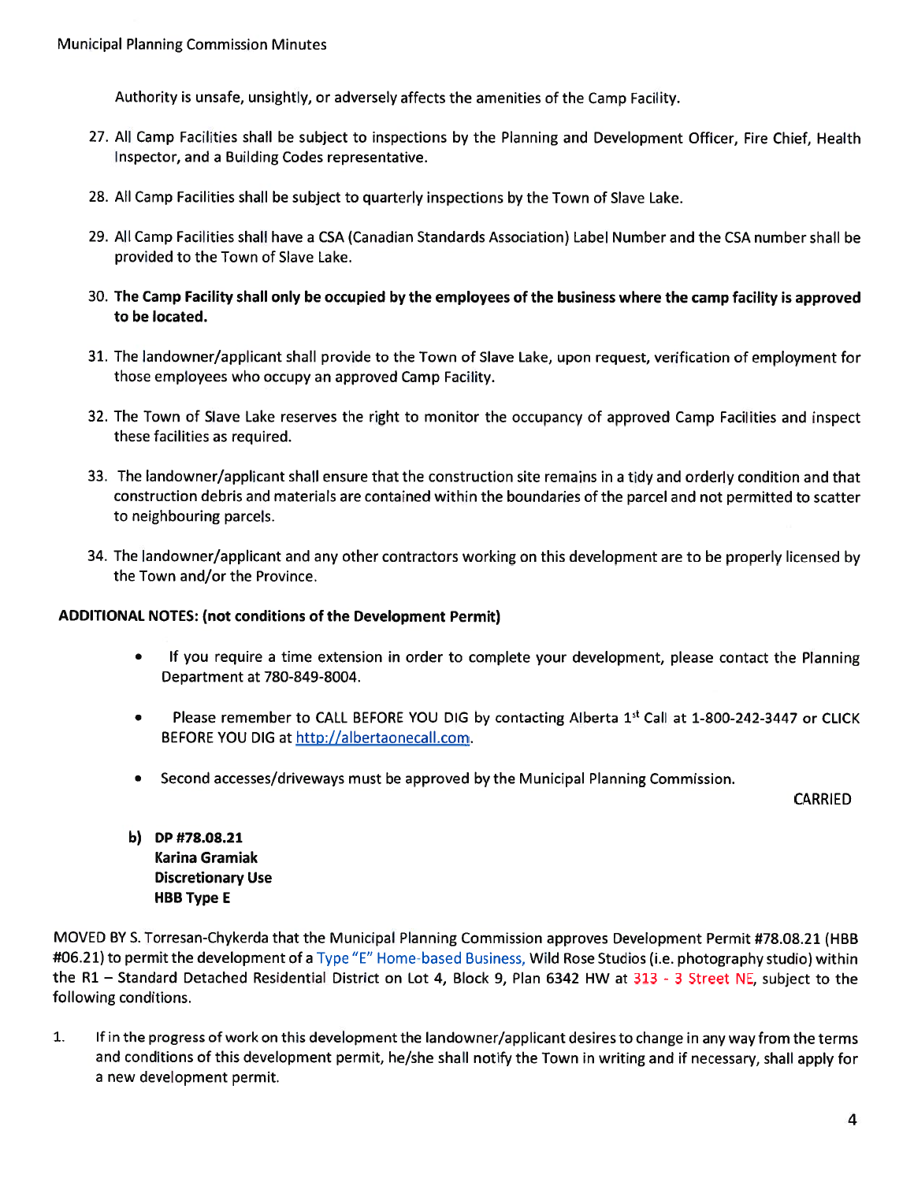Authority is unsafe, unsightly, or adversely affects the amenities of the Camp Facility.

27. All Camp Facilities shall be subject to inspections by the Planning and Development Officer, Fire Chief, Health Inspector, and a Building Codes representative.

28. All Camp Facilities shall be subject to quarterly inspections by the Town of Slave Lake.

29. All Camp Facilities shall have a CSA (Canadian Standards Association) Label Number and the CSA number shall be provided to the Town of Slave Lake.

30. **The Camp Facility shall only be occupied by the employees of the business where the camp facility is approved to be located.**

31. The landowner/applicant shall provide to the Town of Slave Lake, upon request, verification of employment for those employees who occupy an approved Camp Facility.

32. The Town of Slave Lake reserves the right to monitor the occupancy of approved Camp Facilities and inspect these facilities as required.

33. The landowner/applicant shall ensure that the construction site remains in a tidy and orderly condition and that construction debris and materials are contained within the boundaries of the parcel and not permitted to scatter to neighbouring parcels.

34. The landowner/applicant and any other contractors working on this development are to be properly licensed by the Town and/or the Province.

**ADDITIONAL NOTES: (not conditions of the Development Permit)**

- If you require a time extension in order to complete your development, please contact the Planning Department at 780-849-8004.
- Please remember to CALL BEFORE YOU DIG by contacting Alberta 1st Call at 1-800-242-3447 or CLICK BEFORE YOU DIG at http://albertaonecall.com.
- Second accesses/driveways must be approved by the Municipal Planning Commission.

CARRIED

**b) DP #78.08.21**
**Karina Gramiak**
**Discretionary Use**
**HBB Type E**

MOVED BY S. Torresan-Chykerda that the Municipal Planning Commission approves Development Permit #78.08.21 (HBB #06.21) to permit the development of a Type "E" Home-based Business, Wild Rose Studios (i.e. photography studio) within the R1 – Standard Detached Residential District on Lot 4, Block 9, Plan 6342 HW at 313 - 3 Street NE, subject to the following conditions.

1. If in the progress of work on this development the landowner/applicant desires to change in any way from the terms and conditions of this development permit, he/she shall notify the Town in writing and if necessary, shall apply for a new development permit.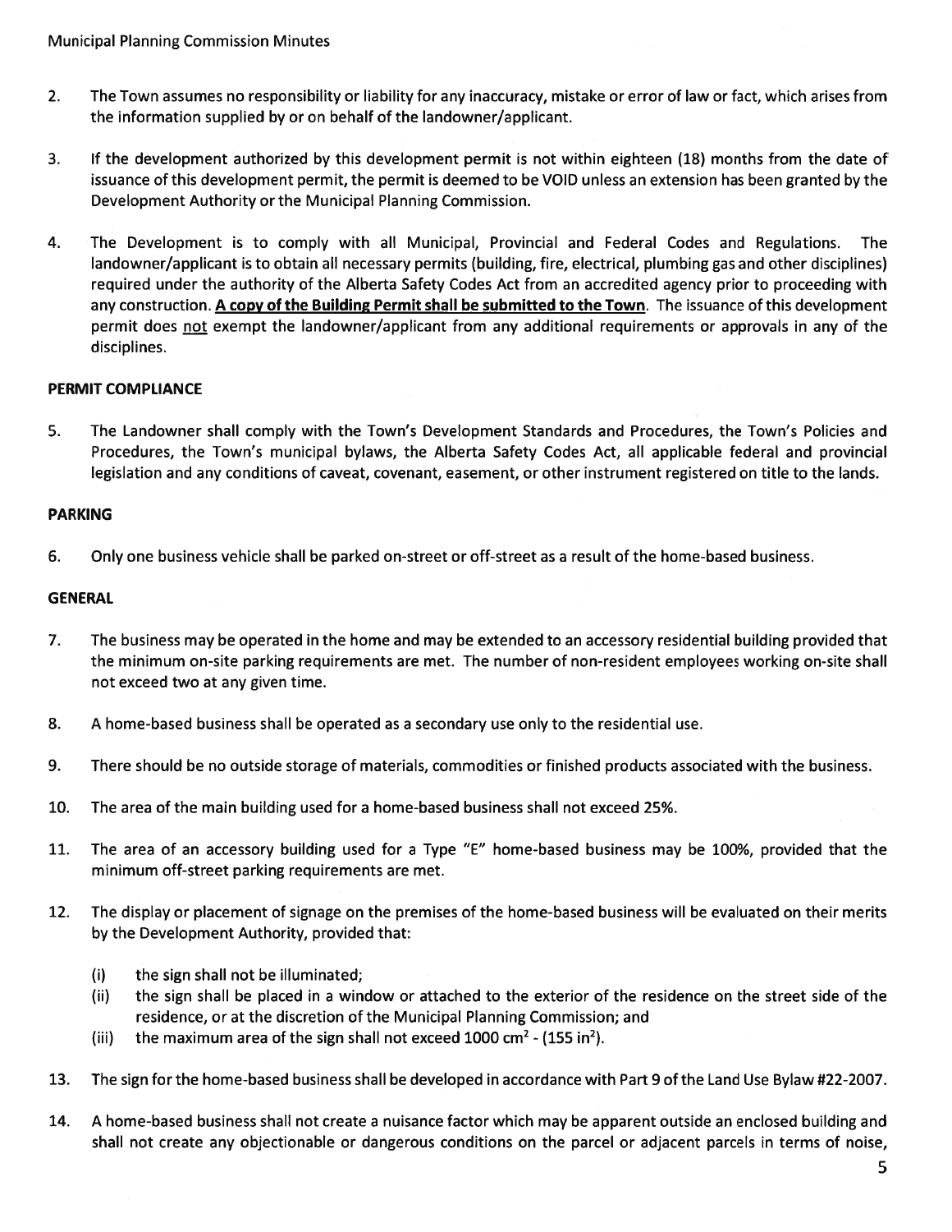2. The Town assumes no responsibility or liability for any inaccuracy, mistake or error of law or fact, which arises from the information supplied by or on behalf of the landowner/applicant.

3. If the development authorized by this development permit is not within eighteen (18) months from the date of issuance of this development permit, the permit is deemed to be VOID unless an extension has been granted by the Development Authority or the Municipal Planning Commission.

4. The Development is to comply with all Municipal, Provincial and Federal Codes and Regulations. The landowner/applicant is to obtain all necessary permits (building, fire, electrical, plumbing gas and other disciplines) required under the authority of the Alberta Safety Codes Act from an accredited agency prior to proceeding with any construction. **A copy of the Building Permit shall be submitted to the Town**. The issuance of this development permit does not exempt the landowner/applicant from any additional requirements or approvals in any of the disciplines.

**PERMIT COMPLIANCE**

5. The Landowner shall comply with the Town's Development Standards and Procedures, the Town's Policies and Procedures, the Town's municipal bylaws, the Alberta Safety Codes Act, all applicable federal and provincial legislation and any conditions of caveat, covenant, easement, or other instrument registered on title to the lands.

**PARKING**

6. Only one business vehicle shall be parked on-street or off-street as a result of the home-based business.

**GENERAL**

7. The business may be operated in the home and may be extended to an accessory residential building provided that the minimum on-site parking requirements are met. The number of non-resident employees working on-site shall not exceed two at any given time.

8. A home-based business shall be operated as a secondary use only to the residential use.

9. There should be no outside storage of materials, commodities or finished products associated with the business.

10. The area of the main building used for a home-based business shall not exceed 25%.

11. The area of an accessory building used for a Type "E" home-based business may be 100%, provided that the minimum off-street parking requirements are met.

12. The display or placement of signage on the premises of the home-based business will be evaluated on their merits by the Development Authority, provided that:

    (i) the sign shall not be illuminated;

    (ii) the sign shall be placed in a window or attached to the exterior of the residence on the street side of the residence, or at the discretion of the Municipal Planning Commission; and

    (iii) the maximum area of the sign shall not exceed 1000 $cm^2$ - (155 $in^2$).

13. The sign for the home-based business shall be developed in accordance with Part 9 of the Land Use Bylaw #22-2007.

14. A home-based business shall not create a nuisance factor which may be apparent outside an enclosed building and shall not create any objectionable or dangerous conditions on the parcel or adjacent parcels in terms of noise,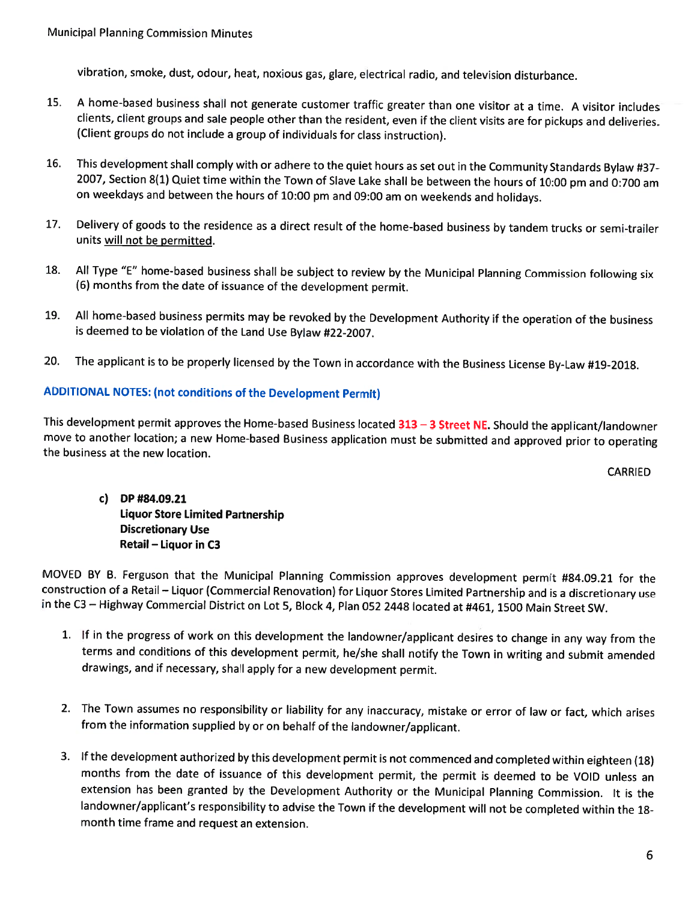vibration, smoke, dust, odour, heat, noxious gas, glare, electrical radio, and television disturbance.

15. A home-based business shall not generate customer traffic greater than one visitor at a time. A visitor includes clients, client groups and sale people other than the resident, even if the client visits are for pickups and deliveries. (Client groups do not include a group of individuals for class instruction).

16. This development shall comply with or adhere to the quiet hours as set out in the Community Standards Bylaw #37-2007, Section 8(1) Quiet time within the Town of Slave Lake shall be between the hours of 10:00 pm and 0:700 am on weekdays and between the hours of 10:00 pm and 09:00 am on weekends and holidays.

17. Delivery of goods to the residence as a direct result of the home-based business by tandem trucks or semi-trailer units will not be permitted.

18. All Type "E" home-based business shall be subject to review by the Municipal Planning Commission following six (6) months from the date of issuance of the development permit.

19. All home-based business permits may be revoked by the Development Authority if the operation of the business is deemed to be violation of the Land Use Bylaw #22-2007.

20. The applicant is to be properly licensed by the Town in accordance with the Business License By-Law #19-2018.

**ADDITIONAL NOTES: (not conditions of the Development Permit)**

This development permit approves the Home-based Business located **313 – 3 Street NE**. Should the applicant/landowner move to another location; a new Home-based Business application must be submitted and approved prior to operating the business at the new location.

CARRIED

**c) DP #84.09.21**
**Liquor Store Limited Partnership**
**Discretionary Use**
**Retail – Liquor in C3**

MOVED BY B. Ferguson that the Municipal Planning Commission approves development permit #84.09.21 for the construction of a Retail – Liquor (Commercial Renovation) for Liquor Stores Limited Partnership and is a discretionary use in the C3 – Highway Commercial District on Lot 5, Block 4, Plan 052 2448 located at #461, 1500 Main Street SW.

1. If in the progress of work on this development the landowner/applicant desires to change in any way from the terms and conditions of this development permit, he/she shall notify the Town in writing and submit amended drawings, and if necessary, shall apply for a new development permit.

2. The Town assumes no responsibility or liability for any inaccuracy, mistake or error of law or fact, which arises from the information supplied by or on behalf of the landowner/applicant.

3. If the development authorized by this development permit is not commenced and completed within eighteen (18) months from the date of issuance of this development permit, the permit is deemed to be VOID unless an extension has been granted by the Development Authority or the Municipal Planning Commission. It is the landowner/applicant's responsibility to advise the Town if the development will not be completed within the 18-month time frame and request an extension.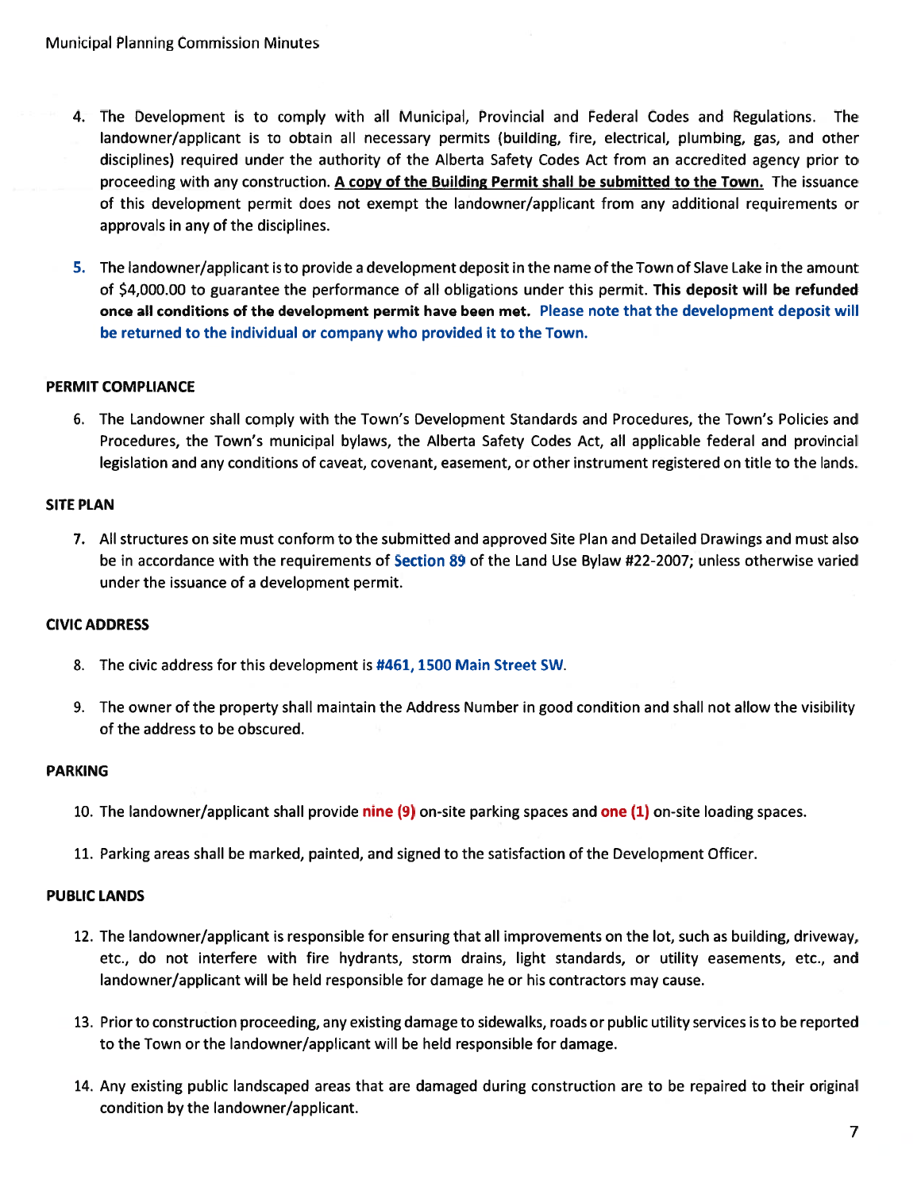4. The Development is to comply with all Municipal, Provincial and Federal Codes and Regulations. The landowner/applicant is to obtain all necessary permits (building, fire, electrical, plumbing, gas, and other disciplines) required under the authority of the Alberta Safety Codes Act from an accredited agency prior to proceeding with any construction. **<u>A copy of the Building Permit shall be submitted to the Town.</u>** The issuance of this development permit does not exempt the landowner/applicant from any additional requirements or approvals in any of the disciplines.

5. The landowner/applicant is to provide a development deposit in the name of the Town of Slave Lake in the amount of $4,000.00 to guarantee the performance of all obligations under this permit. **This deposit will be refunded once all conditions of the development permit have been met.** **Please note that the development deposit will be returned to the individual or company who provided it to the Town.**

#### PERMIT COMPLIANCE

6. The Landowner shall comply with the Town's Development Standards and Procedures, the Town's Policies and Procedures, the Town's municipal bylaws, the Alberta Safety Codes Act, all applicable federal and provincial legislation and any conditions of caveat, covenant, easement, or other instrument registered on title to the lands.

#### SITE PLAN

7. All structures on site must conform to the submitted and approved Site Plan and Detailed Drawings and must also be in accordance with the requirements of **Section 89** of the Land Use Bylaw #22-2007; unless otherwise varied under the issuance of a development permit.

#### CIVIC ADDRESS

8. The civic address for this development is **#461, 1500 Main Street SW**.

9. The owner of the property shall maintain the Address Number in good condition and shall not allow the visibility of the address to be obscured.

#### PARKING

10. The landowner/applicant shall provide **nine (9)** on-site parking spaces and **one (1)** on-site loading spaces.

11. Parking areas shall be marked, painted, and signed to the satisfaction of the Development Officer.

#### PUBLIC LANDS

12. The landowner/applicant is responsible for ensuring that all improvements on the lot, such as building, driveway, etc., do not interfere with fire hydrants, storm drains, light standards, or utility easements, etc., and landowner/applicant will be held responsible for damage he or his contractors may cause.

13. Prior to construction proceeding, any existing damage to sidewalks, roads or public utility services is to be reported to the Town or the landowner/applicant will be held responsible for damage.

14. Any existing public landscaped areas that are damaged during construction are to be repaired to their original condition by the landowner/applicant.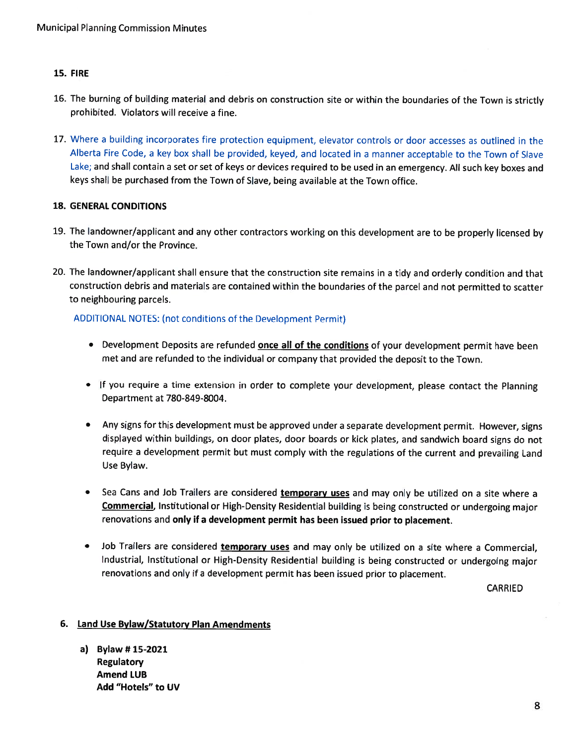15. **FIRE**

16. The burning of building material and debris on construction site or within the boundaries of the Town is strictly prohibited. Violators will receive a fine.

17. Where a building incorporates fire protection equipment, elevator controls or door accesses as outlined in the Alberta Fire Code, a key box shall be provided, keyed, and located in a manner acceptable to the Town of Slave Lake; and shall contain a set or set of keys or devices required to be used in an emergency. All such key boxes and keys shall be purchased from the Town of Slave, being available at the Town office.

18. **GENERAL CONDITIONS**

19. The landowner/applicant and any other contractors working on this development are to be properly licensed by the Town and/or the Province.

20. The landowner/applicant shall ensure that the construction site remains in a tidy and orderly condition and that construction debris and materials are contained within the boundaries of the parcel and not permitted to scatter to neighbouring parcels.

ADDITIONAL NOTES: (not conditions of the Development Permit)

- Development Deposits are refunded **once all of the conditions** of your development permit have been met and are refunded to the individual or company that provided the deposit to the Town.
- If you require a time extension in order to complete your development, please contact the Planning Department at 780-849-8004.
- Any signs for this development must be approved under a separate development permit. However, signs displayed within buildings, on door plates, door boards or kick plates, and sandwich board signs do not require a development permit but must comply with the regulations of the current and prevailing Land Use Bylaw.
- Sea Cans and Job Trailers are considered **temporary uses** and may only be utilized on a site where a **Commercial**, Institutional or High-Density Residential building is being constructed or undergoing major renovations and **only if a development permit has been issued prior to placement**.
- Job Trailers are considered **temporary uses** and may only be utilized on a site where a Commercial, Industrial, Institutional or High-Density Residential building is being constructed or undergoing major renovations and only if a development permit has been issued prior to placement.

CARRIED

6. **Land Use Bylaw/Statutory Plan Amendments**

a) **Bylaw # 15-2021**
**Regulatory**
**Amend LUB**
**Add "Hotels" to UV**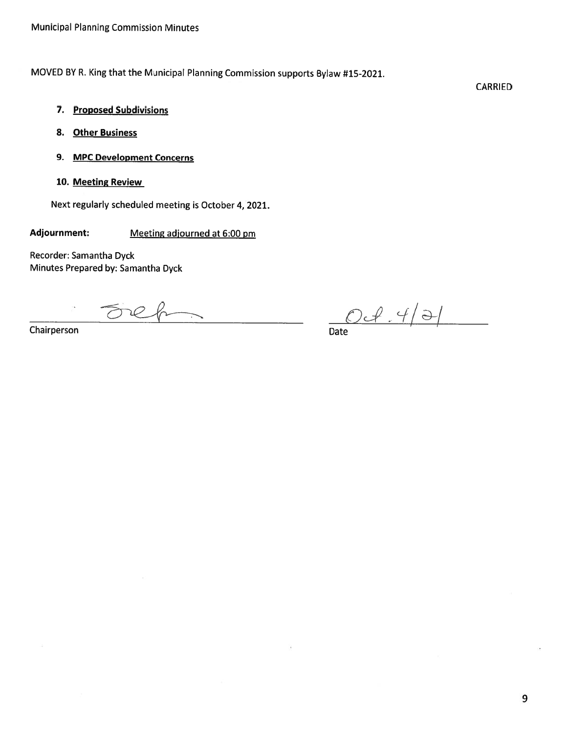MOVED BY R. King that the Municipal Planning Commission supports Bylaw #15-2021.

CARRIED

7. **Proposed Subdivisions**

8. **Other Business**

9. **MPC Development Concerns**

10. **Meeting Review**

Next regularly scheduled meeting is October 4, 2021.

**Adjournment:** Meeting adjourned at 6:00 pm

Recorder: Samantha Dyck
Minutes Prepared by: Samantha Dyck

Chairperson

Oct. 4/21
Date